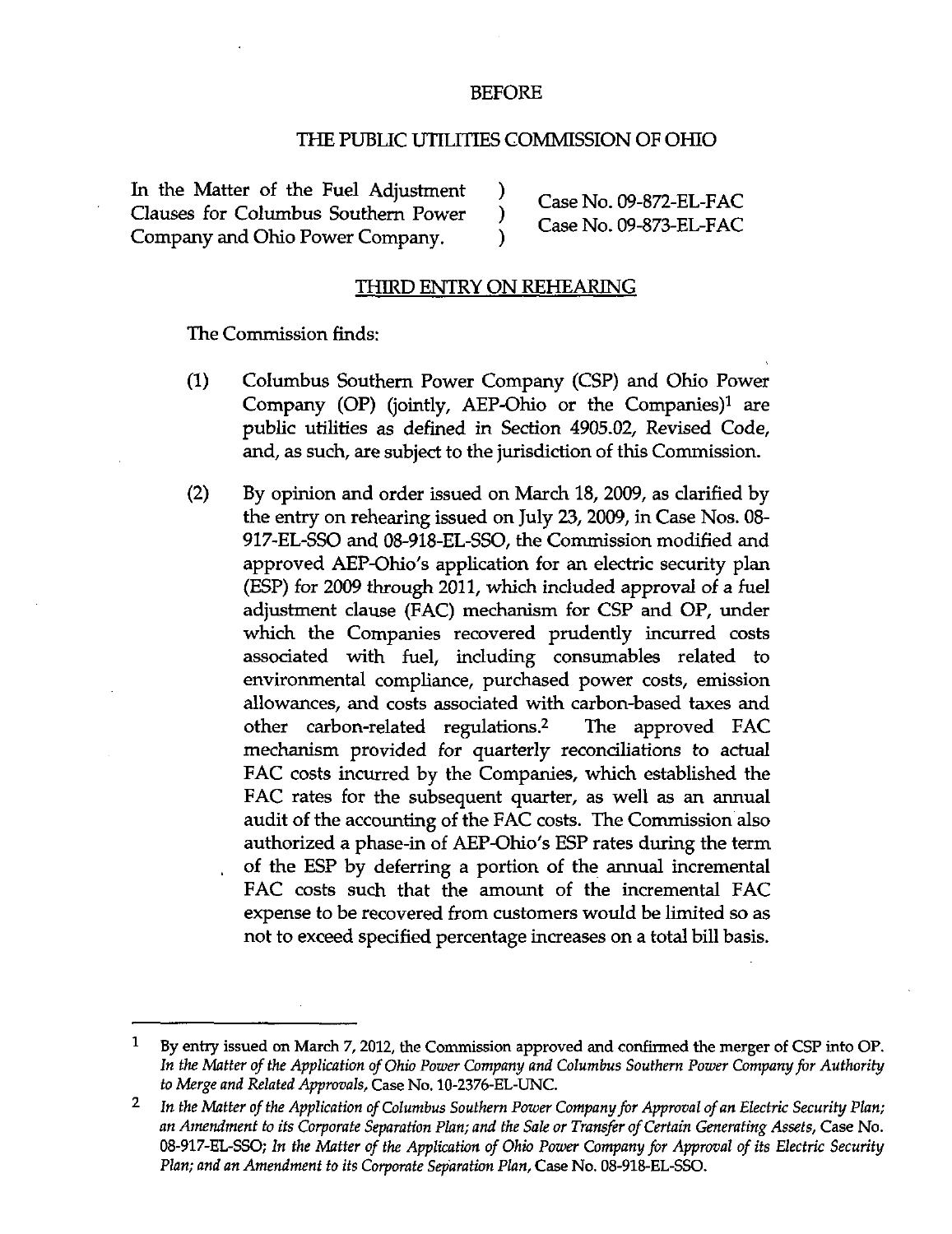BEFORE

THE PUBLIC UTILITIES COMMISSION OF OHIO

| | | |
|---|---|---|
| In the Matter of the Fuel Adjustment Clauses for Columbus Southern Power Company and Ohio Power Company. | ) ) ) | Case No. 09-872-EL-FAC Case No. 09-873-EL-FAC |

THIRD ENTRY ON REHEARING

The Commission finds:

(1) Columbus Southern Power Company (CSP) and Ohio Power Company (OP) (jointly, AEP-Ohio or the Companies)[1] are public utilities as defined in Section 4905.02, Revised Code, and, as such, are subject to the jurisdiction of this Commission.

(2) By opinion and order issued on March 18, 2009, as clarified by the entry on rehearing issued on July 23, 2009, in Case Nos. 08-917-EL-SSO and 08-918-EL-SSO, the Commission modified and approved AEP-Ohio's application for an electric security plan (ESP) for 2009 through 2011, which included approval of a fuel adjustment clause (FAC) mechanism for CSP and OP, under which the Companies recovered prudently incurred costs associated with fuel, including consumables related to environmental compliance, purchased power costs, emission allowances, and costs associated with carbon-based taxes and other carbon-related regulations.[2] The approved FAC mechanism provided for quarterly reconciliations to actual FAC costs incurred by the Companies, which established the FAC rates for the subsequent quarter, as well as an annual audit of the accounting of the FAC costs. The Commission also authorized a phase-in of AEP-Ohio's ESP rates during the term of the ESP by deferring a portion of the annual incremental FAC costs such that the amount of the incremental FAC expense to be recovered from customers would be limited so as not to exceed specified percentage increases on a total bill basis.

---

[1] By entry issued on March 7, 2012, the Commission approved and confirmed the merger of CSP into OP. *In the Matter of the Application of Ohio Power Company and Columbus Southern Power Company for Authority to Merge and Related Approvals*, Case No. 10-2376-EL-UNC.

[2] *In the Matter of the Application of Columbus Southern Power Company for Approval of an Electric Security Plan; an Amendment to its Corporate Separation Plan; and the Sale or Transfer of Certain Generating Assets*, Case No. 08-917-EL-SSO; *In the Matter of the Application of Ohio Power Company for Approval of its Electric Security Plan; and an Amendment to its Corporate Separation Plan*, Case No. 08-918-EL-SSO.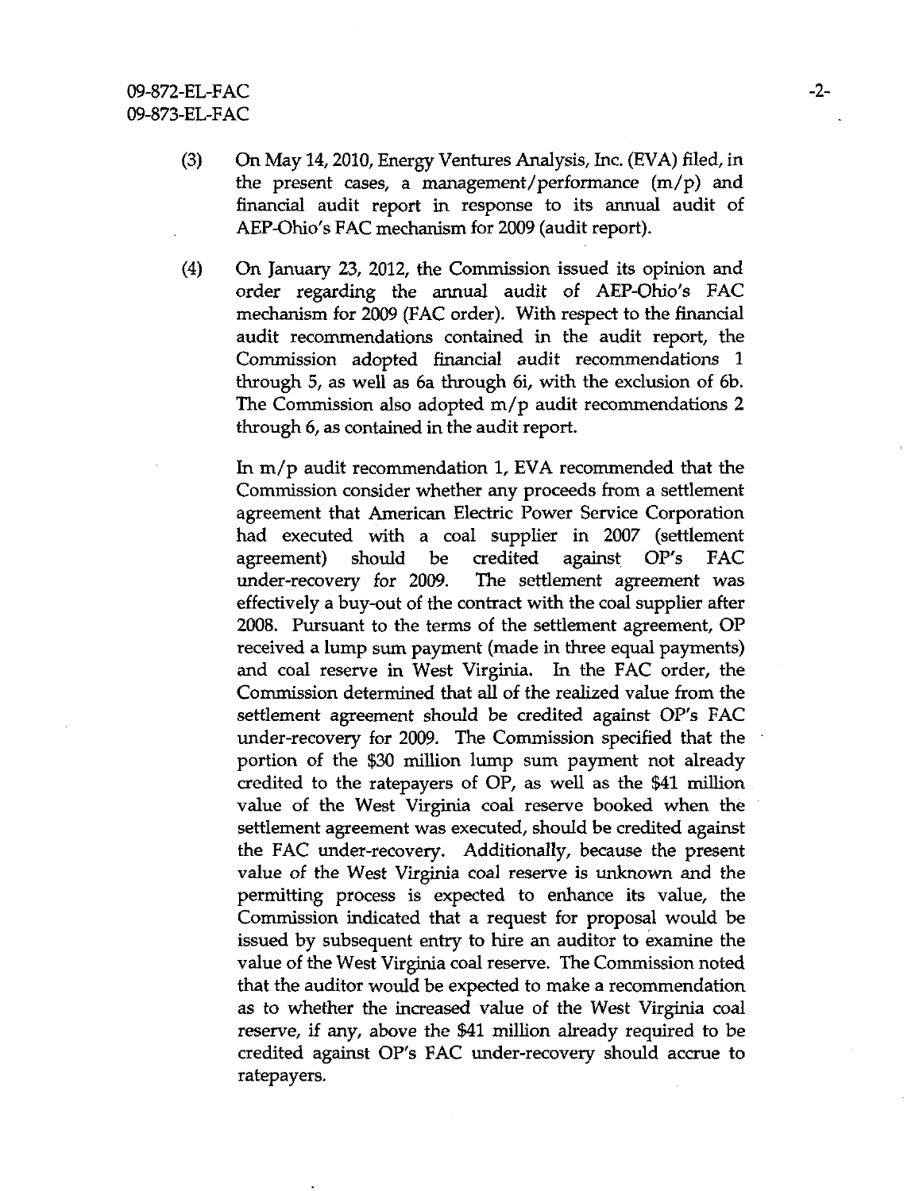(3) On May 14, 2010, Energy Ventures Analysis, Inc. (EVA) filed, in the present cases, a management/performance (m/p) and financial audit report in response to its annual audit of AEP-Ohio's FAC mechanism for 2009 (audit report).

(4) On January 23, 2012, the Commission issued its opinion and order regarding the annual audit of AEP-Ohio's FAC mechanism for 2009 (FAC order). With respect to the financial audit recommendations contained in the audit report, the Commission adopted financial audit recommendations 1 through 5, as well as 6a through 6i, with the exclusion of 6b. The Commission also adopted m/p audit recommendations 2 through 6, as contained in the audit report.

In m/p audit recommendation 1, EVA recommended that the Commission consider whether any proceeds from a settlement agreement that American Electric Power Service Corporation had executed with a coal supplier in 2007 (settlement agreement) should be credited against OP's FAC under-recovery for 2009. The settlement agreement was effectively a buy-out of the contract with the coal supplier after 2008. Pursuant to the terms of the settlement agreement, OP received a lump sum payment (made in three equal payments) and coal reserve in West Virginia. In the FAC order, the Commission determined that all of the realized value from the settlement agreement should be credited against OP's FAC under-recovery for 2009. The Commission specified that the portion of the $30 million lump sum payment not already credited to the ratepayers of OP, as well as the $41 million value of the West Virginia coal reserve booked when the settlement agreement was executed, should be credited against the FAC under-recovery. Additionally, because the present value of the West Virginia coal reserve is unknown and the permitting process is expected to enhance its value, the Commission indicated that a request for proposal would be issued by subsequent entry to hire an auditor to examine the value of the West Virginia coal reserve. The Commission noted that the auditor would be expected to make a recommendation as to whether the increased value of the West Virginia coal reserve, if any, above the $41 million already required to be credited against OP's FAC under-recovery should accrue to ratepayers.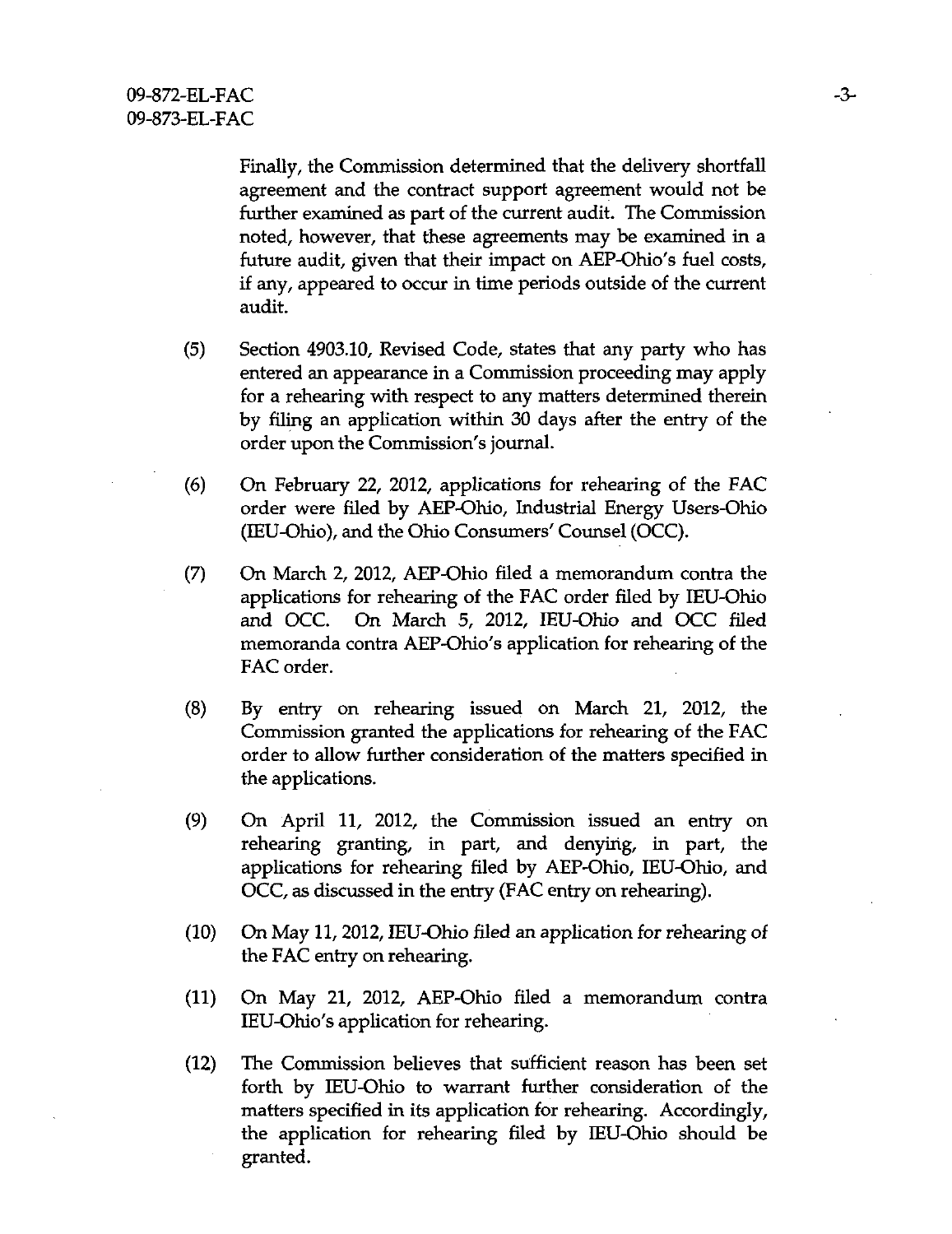Finally, the Commission determined that the delivery shortfall agreement and the contract support agreement would not be further examined as part of the current audit. The Commission noted, however, that these agreements may be examined in a future audit, given that their impact on AEP-Ohio's fuel costs, if any, appeared to occur in time periods outside of the current audit.

(5) Section 4903.10, Revised Code, states that any party who has entered an appearance in a Commission proceeding may apply for a rehearing with respect to any matters determined therein by filing an application within 30 days after the entry of the order upon the Commission's journal.

(6) On February 22, 2012, applications for rehearing of the FAC order were filed by AEP-Ohio, Industrial Energy Users-Ohio (IEU-Ohio), and the Ohio Consumers' Counsel (OCC).

(7) On March 2, 2012, AEP-Ohio filed a memorandum contra the applications for rehearing of the FAC order filed by IEU-Ohio and OCC. On March 5, 2012, IEU-Ohio and OCC filed memoranda contra AEP-Ohio's application for rehearing of the FAC order.

(8) By entry on rehearing issued on March 21, 2012, the Commission granted the applications for rehearing of the FAC order to allow further consideration of the matters specified in the applications.

(9) On April 11, 2012, the Commission issued an entry on rehearing granting, in part, and denying, in part, the applications for rehearing filed by AEP-Ohio, IEU-Ohio, and OCC, as discussed in the entry (FAC entry on rehearing).

(10) On May 11, 2012, IEU-Ohio filed an application for rehearing of the FAC entry on rehearing.

(11) On May 21, 2012, AEP-Ohio filed a memorandum contra IEU-Ohio's application for rehearing.

(12) The Commission believes that sufficient reason has been set forth by IEU-Ohio to warrant further consideration of the matters specified in its application for rehearing. Accordingly, the application for rehearing filed by IEU-Ohio should be granted.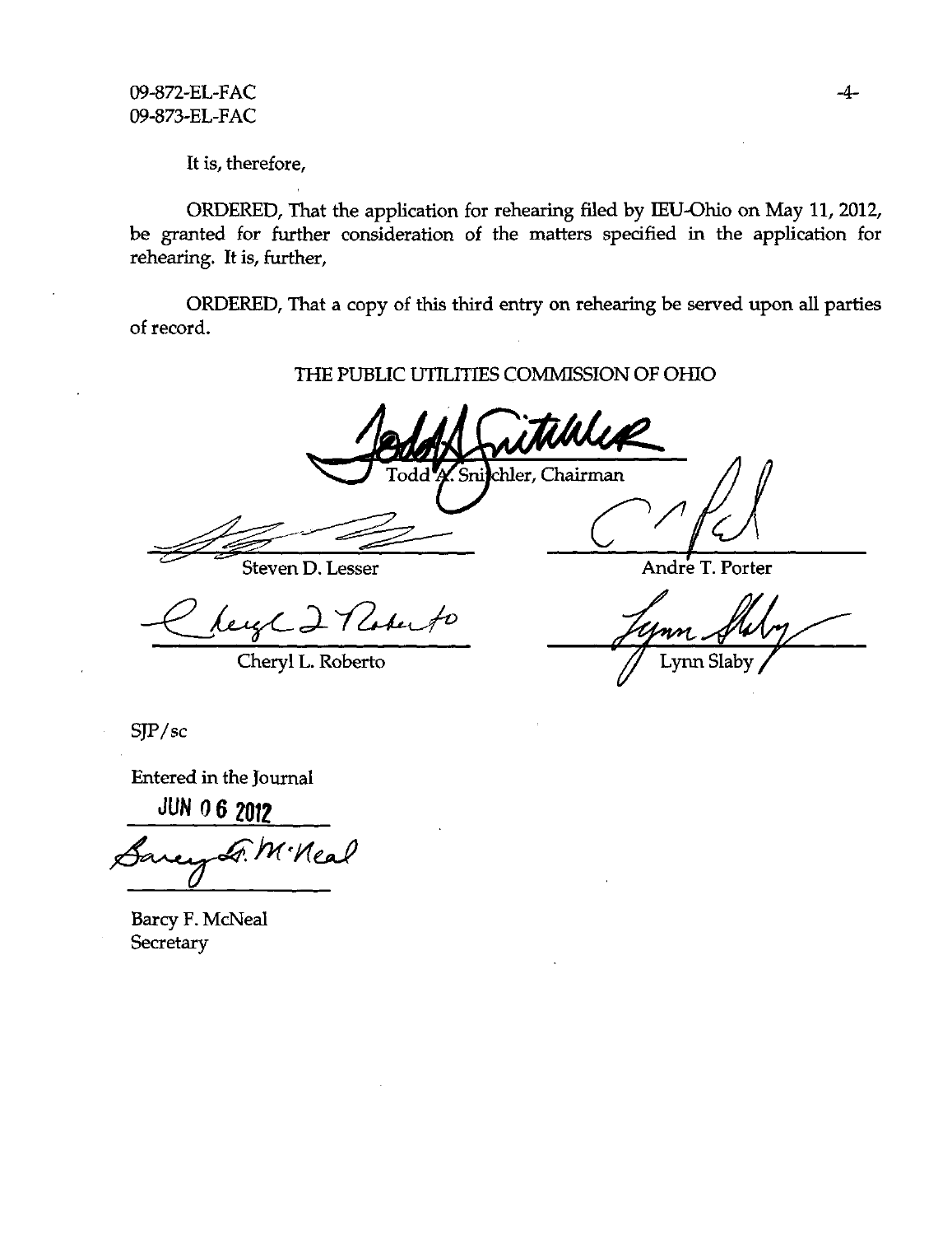It is, therefore,

ORDERED, That the application for rehearing filed by IEU-Ohio on May 11, 2012, be granted for further consideration of the matters specified in the application for rehearing. It is, further,

ORDERED, That a copy of this third entry on rehearing be served upon all parties of record.

THE PUBLIC UTILITIES COMMISSION OF OHIO

Todd A. Snitchler, Chairman

Steven D. Lesser

Andre T. Porter

Cheryl L. Roberto

Lynn Slaby

SJP/sc

Entered in the Journal

JUN 06 2012

Barcy F. McNeal
Secretary